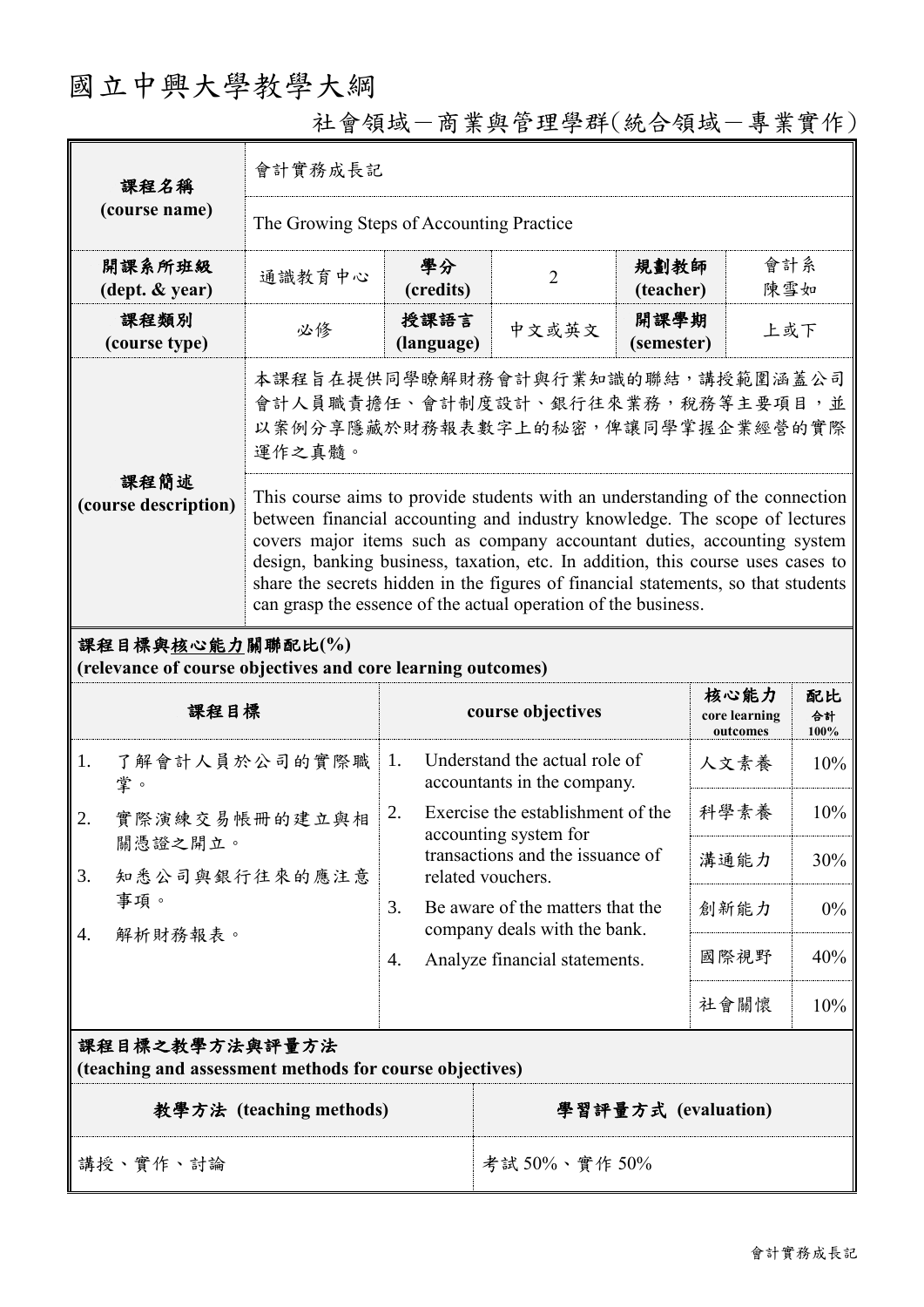# 國立中興大學教學大綱

## 社會領域－商業與管理學群(統合領域－專業實作)

| 課程名稱 (course name) | 會計實務成長記 | | | | |
|---|---|---|---|---|---|
| | The Growing Steps of Accounting Practice | | | | |
| 開課系所班級 (dept. & year) | 通識教育中心 | 學分 (credits) | 2 | 規劃教師 (teacher) | 會計系 陳雪如 |
| 課程類別 (course type) | 必修 | 授課語言 (language) | 中文或英文 | 開課學期 (semester) | 上或下 |
| 課程簡述 (course description) | 本課程旨在提供同學瞭解財務會計與行業知識的聯結，講授範圍涵蓋公司會計人員職責擔任、會計制度設計、銀行往來業務，稅務等主要項目，並以案例分享隱藏於財務報表數字上的秘密，俾讓同學掌握企業經營的實際運作之真髓。 | | | | |
| | This course aims to provide students with an understanding of the connection between financial accounting and industry knowledge. The scope of lectures covers major items such as company accountant duties, accounting system design, banking business, taxation, etc. In addition, this course uses cases to share the secrets hidden in the figures of financial statements, so that students can grasp the essence of the actual operation of the business. | | | | |

### 課程目標與核心能力關聯配比(%) (relevance of course objectives and core learning outcomes)

| 課程目標 | course objectives | 核心能力 core learning outcomes | 配比 合計100% |
|---|---|---|---|
| 1. 了解會計人員於公司的實際職掌。<br>2. 實際演練交易帳冊的建立與相關憑證之開立。<br>3. 知悉公司與銀行往來的應注意事項。<br>4. 解析財務報表。 | 1. Understand the actual role of accountants in the company.<br>2. Exercise the establishment of the accounting system for transactions and the issuance of related vouchers.<br>3. Be aware of the matters that the company deals with the bank.<br>4. Analyze financial statements. | 人文素養 | 10% |
| | | 科學素養 | 10% |
| | | 溝通能力 | 30% |
| | | 創新能力 | 0% |
| | | 國際視野 | 40% |
| | | 社會關懷 | 10% |

### 課程目標之教學方法與評量方法 (teaching and assessment methods for course objectives)

| 教學方法 (teaching methods) | 學習評量方式 (evaluation) |
|---|---|
| 講授、實作、討論 | 考試 50%、實作 50% |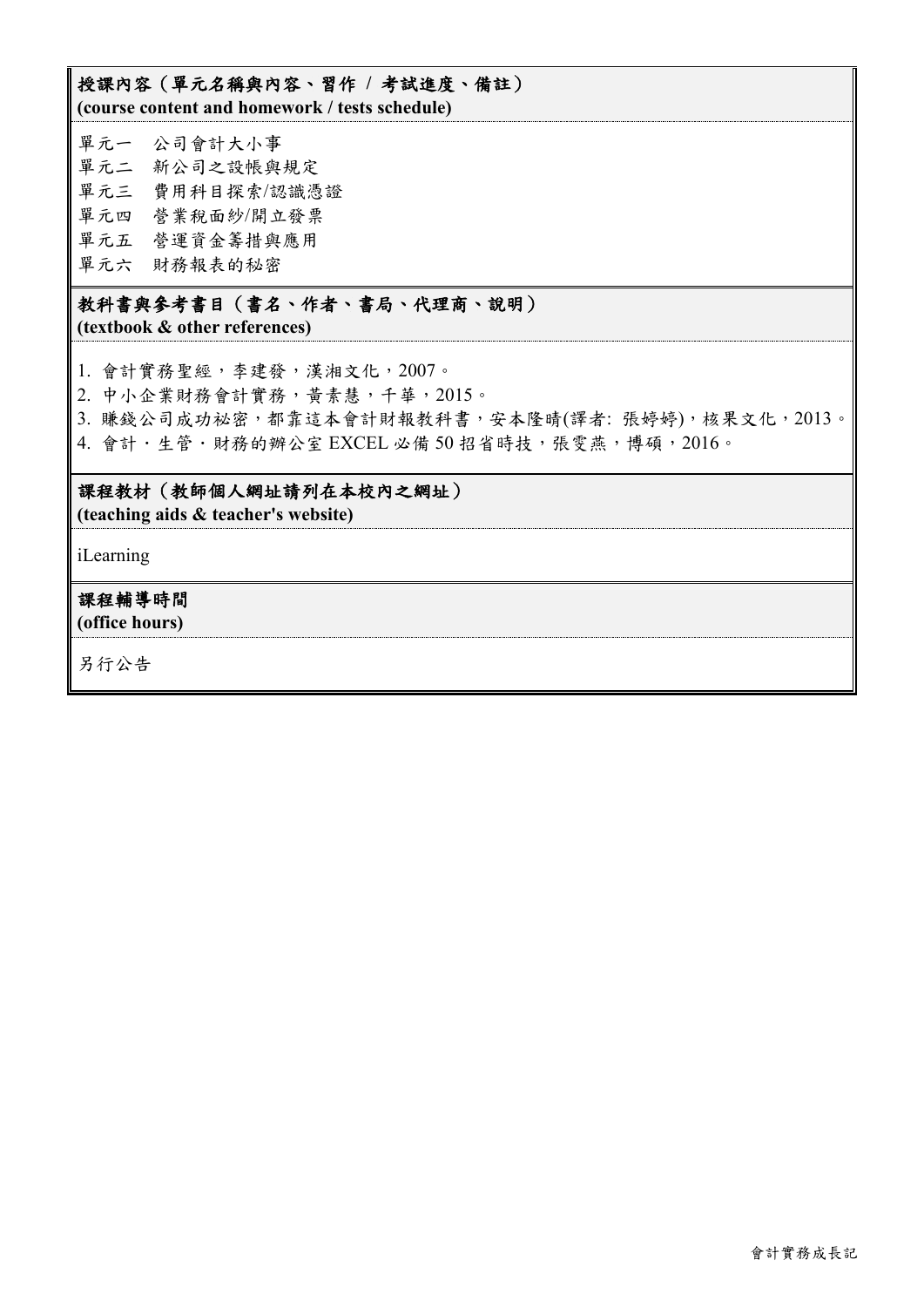## 授課內容（單元名稱與內容、習作 / 考試進度、備註）
**(course content and homework / tests schedule)**

單元一　公司會計大小事
單元二　新公司之設帳與規定
單元三　費用科目探索/認識憑證
單元四　營業稅面紗/開立發票
單元五　營運資金籌措與應用
單元六　財務報表的秘密

## 教科書與參考書目（書名、作者、書局、代理商、說明）
**(textbook & other references)**

1. 會計實務聖經，李建發，漢湘文化，2007。
2. 中小企業財務會計實務，黃素慧，千華，2015。
3. 賺錢公司成功祕密，都靠這本會計財報教科書，安本隆晴(譯者: 張婷婷)，核果文化，2013。
4. 會計・生管・財務的辦公室 EXCEL 必備 50 招省時技，張雯燕，博碩，2016。

## 課程教材（教師個人網址請列在本校內之網址）
**(teaching aids & teacher's website)**

iLearning

## 課程輔導時間
**(office hours)**

另行公告